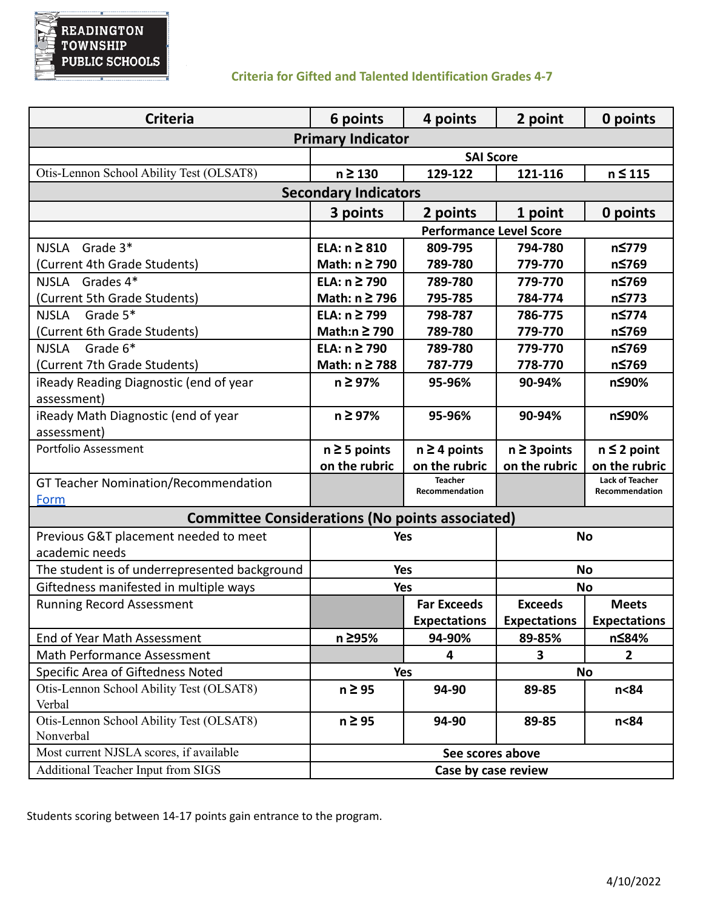READINGTON TOWNSHIP PUBLIC SCHOOLS

## Criteria for Gifted and Talented Identification Grades 4-7

| Criteria | 6 points | 4 points | 2 point | 0 points |
|---|---|---|---|---|
| **Primary Indicator** | | | | |
| | **SAI Score** | | | |
| Otis-Lennon School Ability Test (OLSAT8) | n ≥ 130 | 129-122 | 121-116 | n ≤ 115 |
| **Secondary Indicators** | | | | |
| | **3 points** | **2 points** | **1 point** | **0 points** |
| | **Performance Level Score** | | | |
| NJSLA Grade 3* (Current 4th Grade Students) | ELA: n ≥ 810<br>Math: n ≥ 790 | 809-795<br>789-780 | 794-780<br>779-770 | n≤779<br>n≤769 |
| NJSLA Grades 4* (Current 5th Grade Students) | ELA: n ≥ 790<br>Math: n ≥ 796 | 789-780<br>795-785 | 779-770<br>784-774 | n≤769<br>n≤773 |
| NJSLA Grade 5* (Current 6th Grade Students) | ELA: n ≥ 799<br>Math:n ≥ 790 | 798-787<br>789-780 | 786-775<br>779-770 | n≤774<br>n≤769 |
| NJSLA Grade 6* (Current 7th Grade Students) | ELA: n ≥ 790<br>Math: n ≥ 788 | 789-780<br>787-779 | 779-770<br>778-770 | n≤769<br>n≤769 |
| iReady Reading Diagnostic (end of year assessment) | n ≥ 97% | 95-96% | 90-94% | n≤90% |
| iReady Math Diagnostic (end of year assessment) | n ≥ 97% | 95-96% | 90-94% | n≤90% |
| Portfolio Assessment | n ≥ 5 points on the rubric | n ≥ 4 points on the rubric | n ≥ 3points on the rubric | n ≤ 2 point on the rubric |
| GT Teacher Nomination/Recommendation [Form] | | Teacher Recommendation | | Lack of Teacher Recommendation |
| **Committee Considerations (No points associated)** | | | | |
| Previous G&T placement needed to meet academic needs | Yes | | No | |
| The student is of underrepresented background | Yes | | No | |
| Giftedness manifested in multiple ways | Yes | | No | |
| Running Record Assessment | | Far Exceeds Expectations | Exceeds Expectations | Meets Expectations |
| End of Year Math Assessment | n ≥95% | 94-90% | 89-85% | n≤84% |
| Math Performance Assessment | | 4 | 3 | 2 |
| Specific Area of Giftedness Noted | Yes | | No | |
| Otis-Lennon School Ability Test (OLSAT8) Verbal | n ≥ 95 | 94-90 | 89-85 | n<84 |
| Otis-Lennon School Ability Test (OLSAT8) Nonverbal | n ≥ 95 | 94-90 | 89-85 | n<84 |
| Most current NJSLA scores, if available | See scores above | | | |
| Additional Teacher Input from SIGS | Case by case review | | | |

Students scoring between 14-17 points gain entrance to the program.

4/10/2022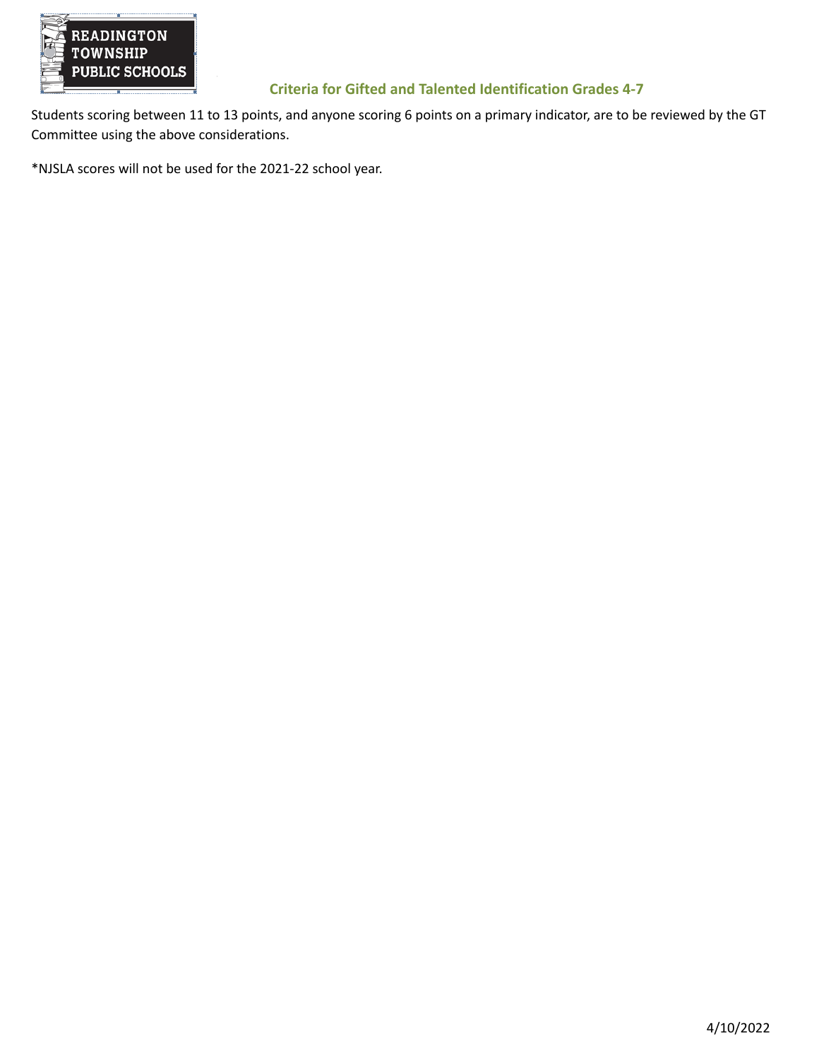Students scoring between 11 to 13 points, and anyone scoring 6 points on a primary indicator, are to be reviewed by the GT Committee using the above considerations.

*NJSLA scores will not be used for the 2021-22 school year.